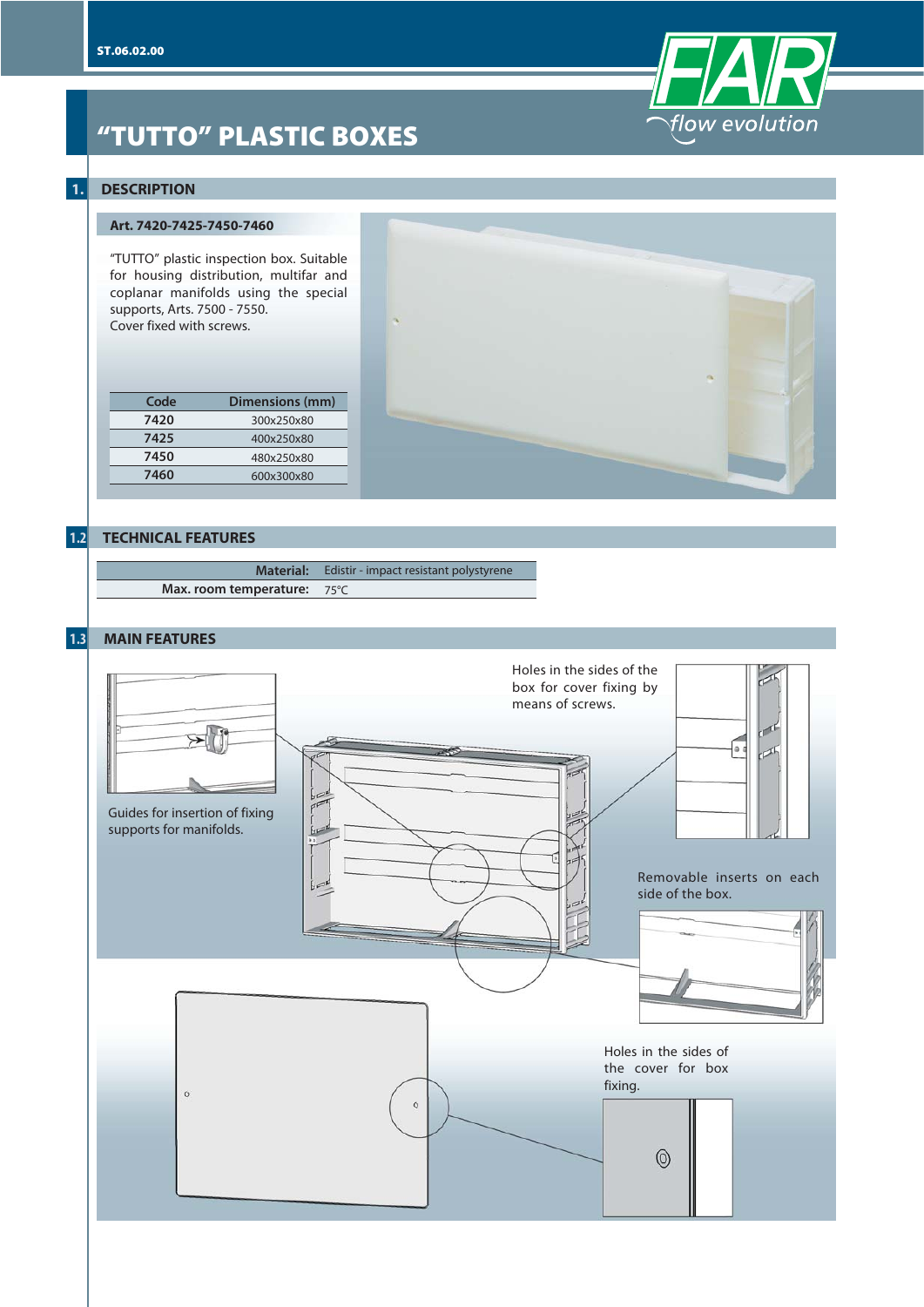ST.06.02.00

# "TUTTO" PLASTIC BOXES

## 1. DESCRIPTION

### Art. 7420-7425-7450-7460

"TUTTO" plastic inspection box. Suitable for housing distribution, multifar and coplanar manifolds using the special supports, Arts. 7500 - 7550.
Cover fixed with screws.

| Code | Dimensions (mm) |
|---|---|
| **7420** | 300x250x80 |
| **7425** | 400x250x80 |
| **7450** | 480x250x80 |
| **7460** | 600x300x80 |

## 1.2 TECHNICAL FEATURES

| | |
|---|---|
| **Material:** | Edistir - impact resistant polystyrene |
| **Max. room temperature:** | 75°C |

## 1.3 MAIN FEATURES

Guides for insertion of fixing supports for manifolds.

Holes in the sides of the box for cover fixing by means of screws.

Removable inserts on each side of the box.

Holes in the sides of the cover for box fixing.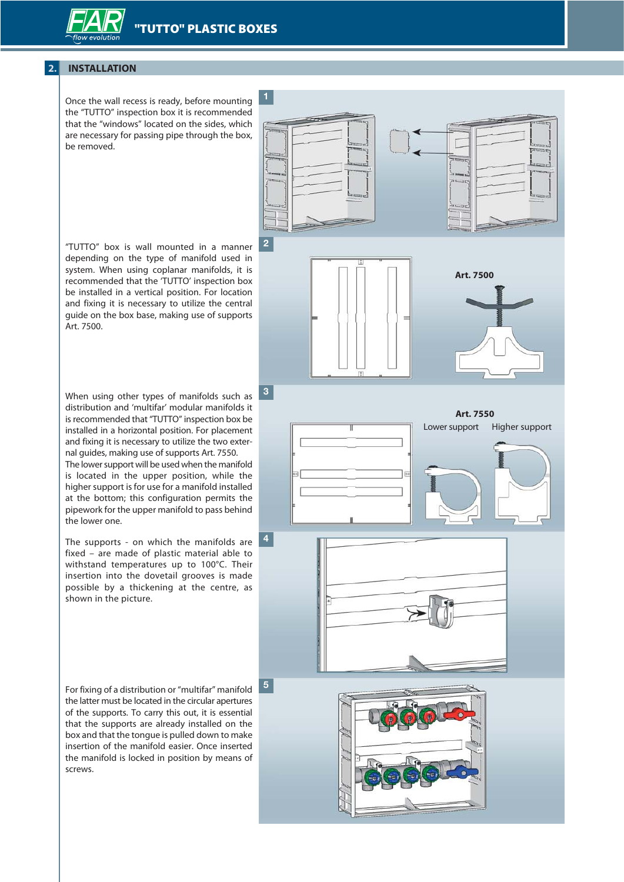## 2. INSTALLATION

Once the wall recess is ready, before mounting the "TUTTO" inspection box it is recommended that the "windows" located on the sides, which are necessary for passing pipe through the box, be removed.

1

"TUTTO" box is wall mounted in a manner depending on the type of manifold used in system. When using coplanar manifolds, it is recommended that the 'TUTTO' inspection box be installed in a vertical position. For location and fixing it is necessary to utilize the central guide on the box base, making use of supports Art. 7500.

2

**Art. 7500**

When using other types of manifolds such as distribution and 'multifar' modular manifolds it is recommended that "TUTTO" inspection box be installed in a horizontal position. For placement and fixing it is necessary to utilize the two external guides, making use of supports Art. 7550.
The lower support will be used when the manifold is located in the upper position, while the higher support is for use for a manifold installed at the bottom; this configuration permits the pipework for the upper manifold to pass behind the lower one.

3

**Art. 7550**

Lower support　Higher support

The supports - on which the manifolds are fixed – are made of plastic material able to withstand temperatures up to 100°C. Their insertion into the dovetail grooves is made possible by a thickening at the centre, as shown in the picture.

4

For fixing of a distribution or "multifar" manifold the latter must be located in the circular apertures of the supports. To carry this out, it is essential that the supports are already installed on the box and that the tongue is pulled down to make insertion of the manifold easier. Once inserted the manifold is locked in position by means of screws.

5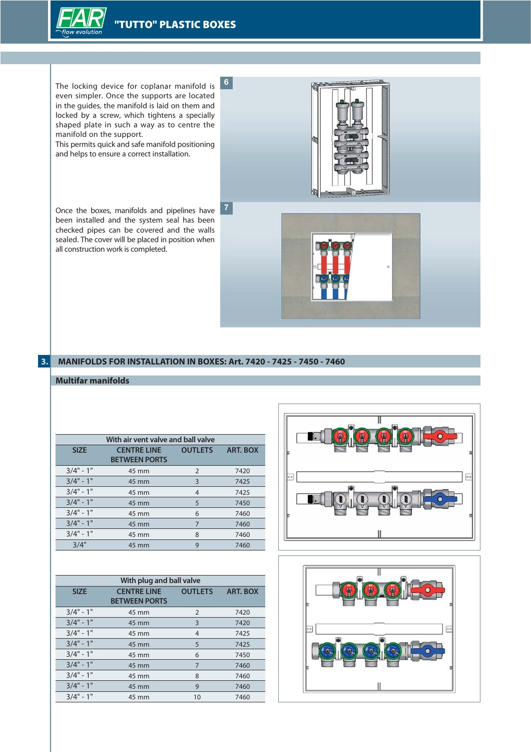The locking device for coplanar manifold is even simpler. Once the supports are located in the guides, the manifold is laid on them and locked by a screw, which tightens a specially shaped plate in such a way as to centre the manifold on the support.
This permits quick and safe manifold positioning and helps to ensure a correct installation.

6

Once the boxes, manifolds and pipelines have been installed and the system seal has been checked pipes can be covered and the walls sealed. The cover will be placed in position when all construction work is completed.

7

## 3. MANIFOLDS FOR INSTALLATION IN BOXES: Art. 7420 - 7425 - 7450 - 7460

### Multifar manifolds

| With air vent valve and ball valve | | | |
|---|---|---|---|
| SIZE | CENTRE LINE BETWEEN PORTS | OUTLETS | ART. BOX |
| 3/4" - 1" | 45 mm | 2 | 7420 |
| 3/4" - 1" | 45 mm | 3 | 7425 |
| 3/4" - 1" | 45 mm | 4 | 7425 |
| 3/4" - 1" | 45 mm | 5 | 7450 |
| 3/4" - 1" | 45 mm | 6 | 7460 |
| 3/4" - 1" | 45 mm | 7 | 7460 |
| 3/4" - 1" | 45 mm | 8 | 7460 |
| 3/4" | 45 mm | 9 | 7460 |

| With plug and ball valve | | | |
|---|---|---|---|
| SIZE | CENTRE LINE BETWEEN PORTS | OUTLETS | ART. BOX |
| 3/4" - 1" | 45 mm | 2 | 7420 |
| 3/4" - 1" | 45 mm | 3 | 7420 |
| 3/4" - 1" | 45 mm | 4 | 7425 |
| 3/4" - 1" | 45 mm | 5 | 7425 |
| 3/4" - 1" | 45 mm | 6 | 7450 |
| 3/4" - 1" | 45 mm | 7 | 7460 |
| 3/4" - 1" | 45 mm | 8 | 7460 |
| 3/4" - 1" | 45 mm | 9 | 7460 |
| 3/4" - 1" | 45 mm | 10 | 7460 |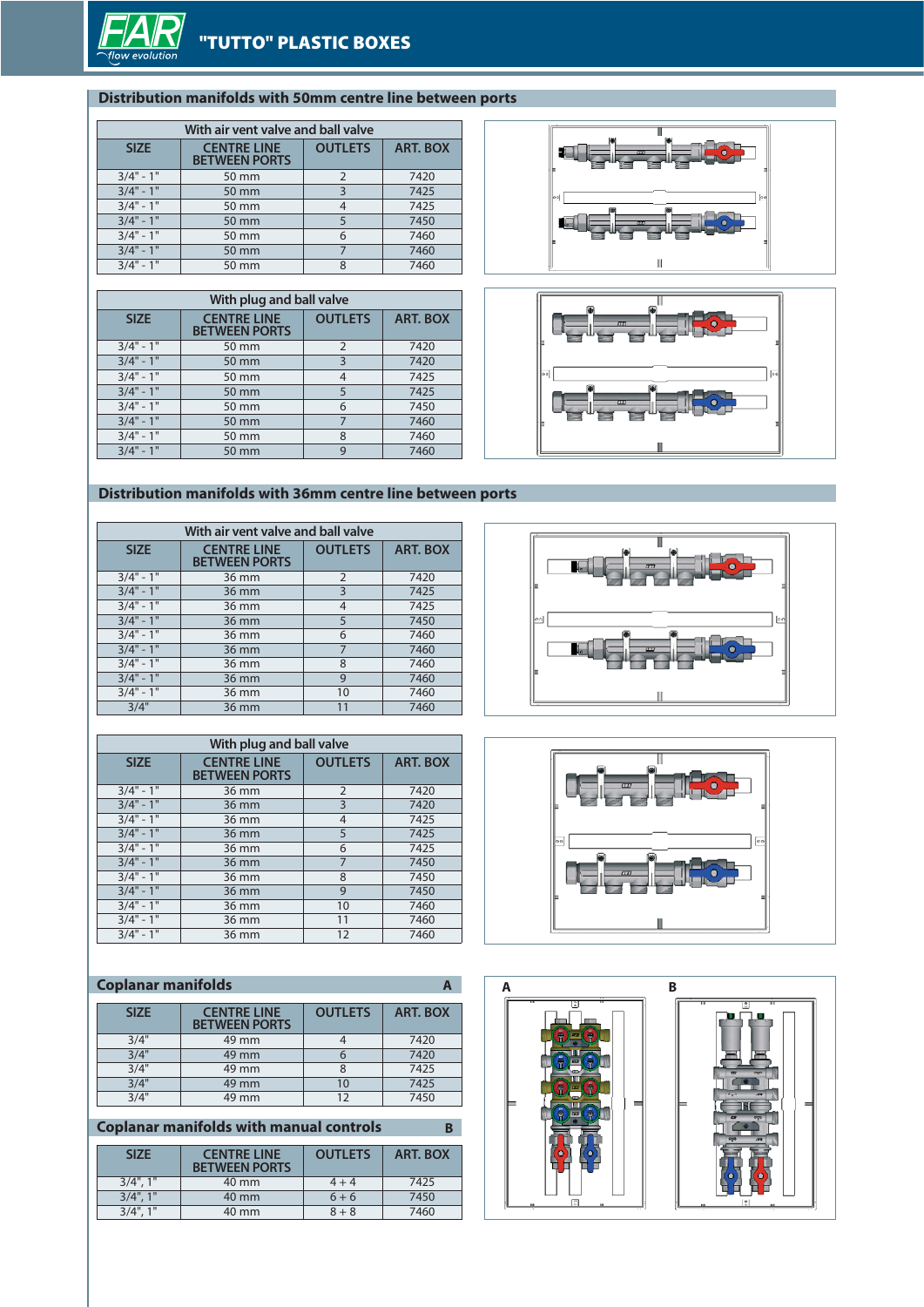## Distribution manifolds with 50mm centre line between ports

| With air vent valve and ball valve | | | |
|---|---|---|---|
| SIZE | CENTRE LINE BETWEEN PORTS | OUTLETS | ART. BOX |
| 3/4" - 1" | 50 mm | 2 | 7420 |
| 3/4" - 1" | 50 mm | 3 | 7425 |
| 3/4" - 1" | 50 mm | 4 | 7425 |
| 3/4" - 1" | 50 mm | 5 | 7450 |
| 3/4" - 1" | 50 mm | 6 | 7460 |
| 3/4" - 1" | 50 mm | 7 | 7460 |
| 3/4" - 1" | 50 mm | 8 | 7460 |

| With plug and ball valve | | | |
|---|---|---|---|
| SIZE | CENTRE LINE BETWEEN PORTS | OUTLETS | ART. BOX |
| 3/4" - 1" | 50 mm | 2 | 7420 |
| 3/4" - 1" | 50 mm | 3 | 7420 |
| 3/4" - 1" | 50 mm | 4 | 7425 |
| 3/4" - 1" | 50 mm | 5 | 7425 |
| 3/4" - 1" | 50 mm | 6 | 7450 |
| 3/4" - 1" | 50 mm | 7 | 7460 |
| 3/4" - 1" | 50 mm | 8 | 7460 |
| 3/4" - 1" | 50 mm | 9 | 7460 |

## Distribution manifolds with 36mm centre line between ports

| With air vent valve and ball valve | | | |
|---|---|---|---|
| SIZE | CENTRE LINE BETWEEN PORTS | OUTLETS | ART. BOX |
| 3/4" - 1" | 36 mm | 2 | 7420 |
| 3/4" - 1" | 36 mm | 3 | 7425 |
| 3/4" - 1" | 36 mm | 4 | 7425 |
| 3/4" - 1" | 36 mm | 5 | 7450 |
| 3/4" - 1" | 36 mm | 6 | 7460 |
| 3/4" - 1" | 36 mm | 7 | 7460 |
| 3/4" - 1" | 36 mm | 8 | 7460 |
| 3/4" - 1" | 36 mm | 9 | 7460 |
| 3/4" - 1" | 36 mm | 10 | 7460 |
| 3/4" | 36 mm | 11 | 7460 |

| With plug and ball valve | | | |
|---|---|---|---|
| SIZE | CENTRE LINE BETWEEN PORTS | OUTLETS | ART. BOX |
| 3/4" - 1" | 36 mm | 2 | 7420 |
| 3/4" - 1" | 36 mm | 3 | 7420 |
| 3/4" - 1" | 36 mm | 4 | 7425 |
| 3/4" - 1" | 36 mm | 5 | 7425 |
| 3/4" - 1" | 36 mm | 6 | 7425 |
| 3/4" - 1" | 36 mm | 7 | 7450 |
| 3/4" - 1" | 36 mm | 8 | 7450 |
| 3/4" - 1" | 36 mm | 9 | 7450 |
| 3/4" - 1" | 36 mm | 10 | 7460 |
| 3/4" - 1" | 36 mm | 11 | 7460 |
| 3/4" - 1" | 36 mm | 12 | 7460 |

## Coplanar manifolds — A

| SIZE | CENTRE LINE BETWEEN PORTS | OUTLETS | ART. BOX |
|---|---|---|---|
| 3/4" | 49 mm | 4 | 7420 |
| 3/4" | 49 mm | 6 | 7420 |
| 3/4" | 49 mm | 8 | 7425 |
| 3/4" | 49 mm | 10 | 7425 |
| 3/4" | 49 mm | 12 | 7450 |

## Coplanar manifolds with manual controls — B

| SIZE | CENTRE LINE BETWEEN PORTS | OUTLETS | ART. BOX |
|---|---|---|---|
| 3/4", 1" | 40 mm | 4 + 4 | 7425 |
| 3/4", 1" | 40 mm | 6 + 6 | 7450 |
| 3/4", 1" | 40 mm | 8 + 8 | 7460 |

A

B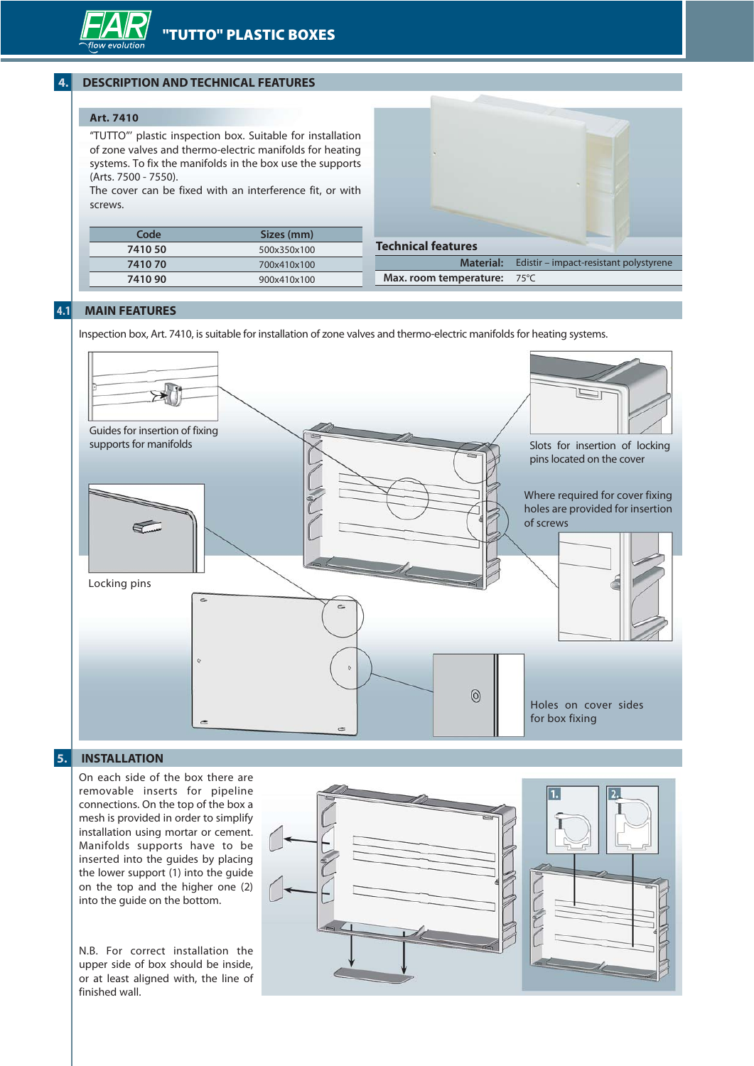## 4. DESCRIPTION AND TECHNICAL FEATURES

### Art. 7410

"TUTTO"' plastic inspection box. Suitable for installation of zone valves and thermo-electric manifolds for heating systems. To fix the manifolds in the box use the supports (Arts. 7500 - 7550).
The cover can be fixed with an interference fit, or with screws.

| Code | Sizes (mm) |
|---|---|
| 7410 50 | 500x350x100 |
| 7410 70 | 700x410x100 |
| 7410 90 | 900x410x100 |

**Technical features**

| | |
|---|---|
| **Material:** | Edistir – impact-resistant polystyrene |
| **Max. room temperature:** | 75°C |

## 4.1 MAIN FEATURES

Inspection box, Art. 7410, is suitable for installation of zone valves and thermo-electric manifolds for heating systems.

Guides for insertion of fixing supports for manifolds

Slots for insertion of locking pins located on the cover

Where required for cover fixing holes are provided for insertion of screws

Locking pins

Holes on cover sides for box fixing

## 5. INSTALLATION

On each side of the box there are removable inserts for pipeline connections. On the top of the box a mesh is provided in order to simplify installation using mortar or cement. Manifolds supports have to be inserted into the guides by placing the lower support (1) into the guide on the top and the higher one (2) into the guide on the bottom.

N.B. For correct installation the upper side of box should be inside, or at least aligned with, the line of finished wall.

1. 2.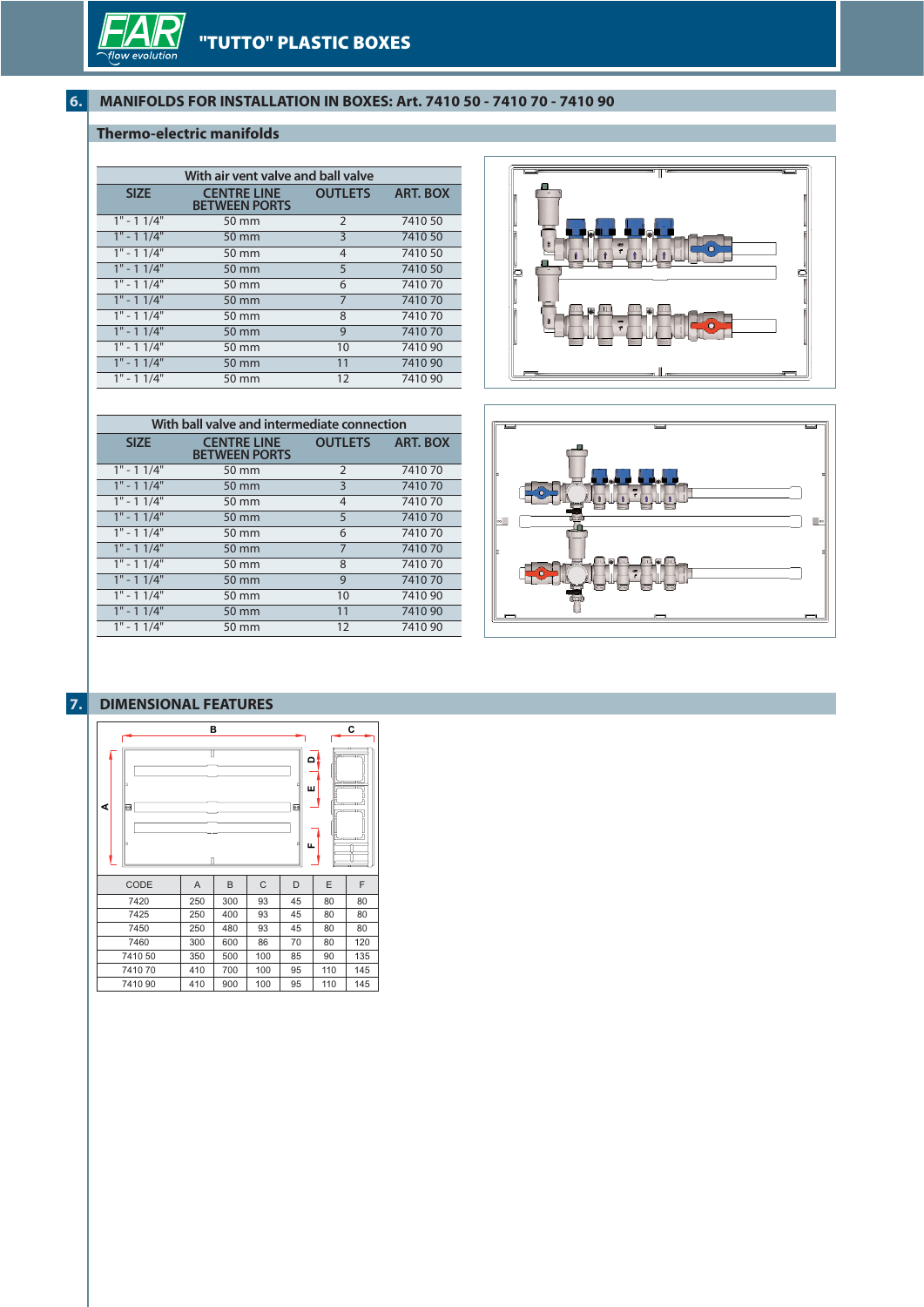## 6. MANIFOLDS FOR INSTALLATION IN BOXES: Art. 7410 50 - 7410 70 - 7410 90

### Thermo-electric manifolds

| With air vent valve and ball valve | | | |
|---|---|---|---|
| SIZE | CENTRE LINE BETWEEN PORTS | OUTLETS | ART. BOX |
| 1" - 1 1/4" | 50 mm | 2 | 7410 50 |
| 1" - 1 1/4" | 50 mm | 3 | 7410 50 |
| 1" - 1 1/4" | 50 mm | 4 | 7410 50 |
| 1" - 1 1/4" | 50 mm | 5 | 7410 50 |
| 1" - 1 1/4" | 50 mm | 6 | 7410 70 |
| 1" - 1 1/4" | 50 mm | 7 | 7410 70 |
| 1" - 1 1/4" | 50 mm | 8 | 7410 70 |
| 1" - 1 1/4" | 50 mm | 9 | 7410 70 |
| 1" - 1 1/4" | 50 mm | 10 | 7410 90 |
| 1" - 1 1/4" | 50 mm | 11 | 7410 90 |
| 1" - 1 1/4" | 50 mm | 12 | 7410 90 |

| With ball valve and intermediate connection | | | |
|---|---|---|---|
| SIZE | CENTRE LINE BETWEEN PORTS | OUTLETS | ART. BOX |
| 1" - 1 1/4" | 50 mm | 2 | 7410 70 |
| 1" - 1 1/4" | 50 mm | 3 | 7410 70 |
| 1" - 1 1/4" | 50 mm | 4 | 7410 70 |
| 1" - 1 1/4" | 50 mm | 5 | 7410 70 |
| 1" - 1 1/4" | 50 mm | 6 | 7410 70 |
| 1" - 1 1/4" | 50 mm | 7 | 7410 70 |
| 1" - 1 1/4" | 50 mm | 8 | 7410 70 |
| 1" - 1 1/4" | 50 mm | 9 | 7410 70 |
| 1" - 1 1/4" | 50 mm | 10 | 7410 90 |
| 1" - 1 1/4" | 50 mm | 11 | 7410 90 |
| 1" - 1 1/4" | 50 mm | 12 | 7410 90 |

## 7. DIMENSIONAL FEATURES

B
C
A
D
E
F

| CODE | A | B | C | D | E | F |
|---|---|---|---|---|---|---|
| 7420 | 250 | 300 | 93 | 45 | 80 | 80 |
| 7425 | 250 | 400 | 93 | 45 | 80 | 80 |
| 7450 | 250 | 480 | 93 | 45 | 80 | 80 |
| 7460 | 300 | 600 | 86 | 70 | 80 | 120 |
| 7410 50 | 350 | 500 | 100 | 85 | 90 | 135 |
| 7410 70 | 410 | 700 | 100 | 95 | 110 | 145 |
| 7410 90 | 410 | 900 | 100 | 95 | 110 | 145 |